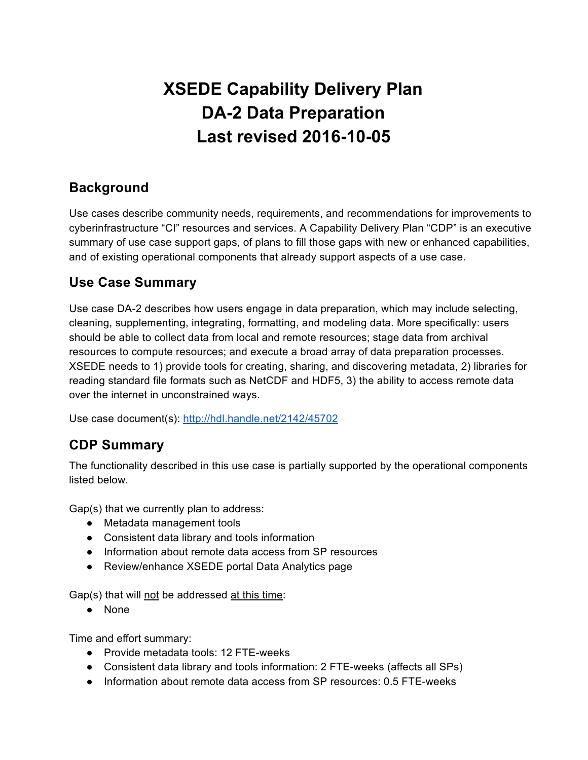# XSEDE Capability Delivery Plan
# DA-2 Data Preparation
# Last revised 2016-10-05

## Background

Use cases describe community needs, requirements, and recommendations for improvements to cyberinfrastructure “CI” resources and services. A Capability Delivery Plan “CDP” is an executive summary of use case support gaps, of plans to fill those gaps with new or enhanced capabilities, and of existing operational components that already support aspects of a use case.

## Use Case Summary

Use case DA-2 describes how users engage in data preparation, which may include selecting, cleaning, supplementing, integrating, formatting, and modeling data. More specifically: users should be able to collect data from local and remote resources; stage data from archival resources to compute resources; and execute a broad array of data preparation processes. XSEDE needs to 1) provide tools for creating, sharing, and discovering metadata, 2) libraries for reading standard file formats such as NetCDF and HDF5, 3) the ability to access remote data over the internet in unconstrained ways.

Use case document(s): [http://hdl.handle.net/2142/45702](http://hdl.handle.net/2142/45702)

## CDP Summary

The functionality described in this use case is partially supported by the operational components listed below.

Gap(s) that we currently plan to address:

- Metadata management tools
- Consistent data library and tools information
- Information about remote data access from SP resources
- Review/enhance XSEDE portal Data Analytics page

Gap(s) that will not be addressed at this time:

- None

Time and effort summary:

- Provide metadata tools: 12 FTE-weeks
- Consistent data library and tools information: 2 FTE-weeks (affects all SPs)
- Information about remote data access from SP resources: 0.5 FTE-weeks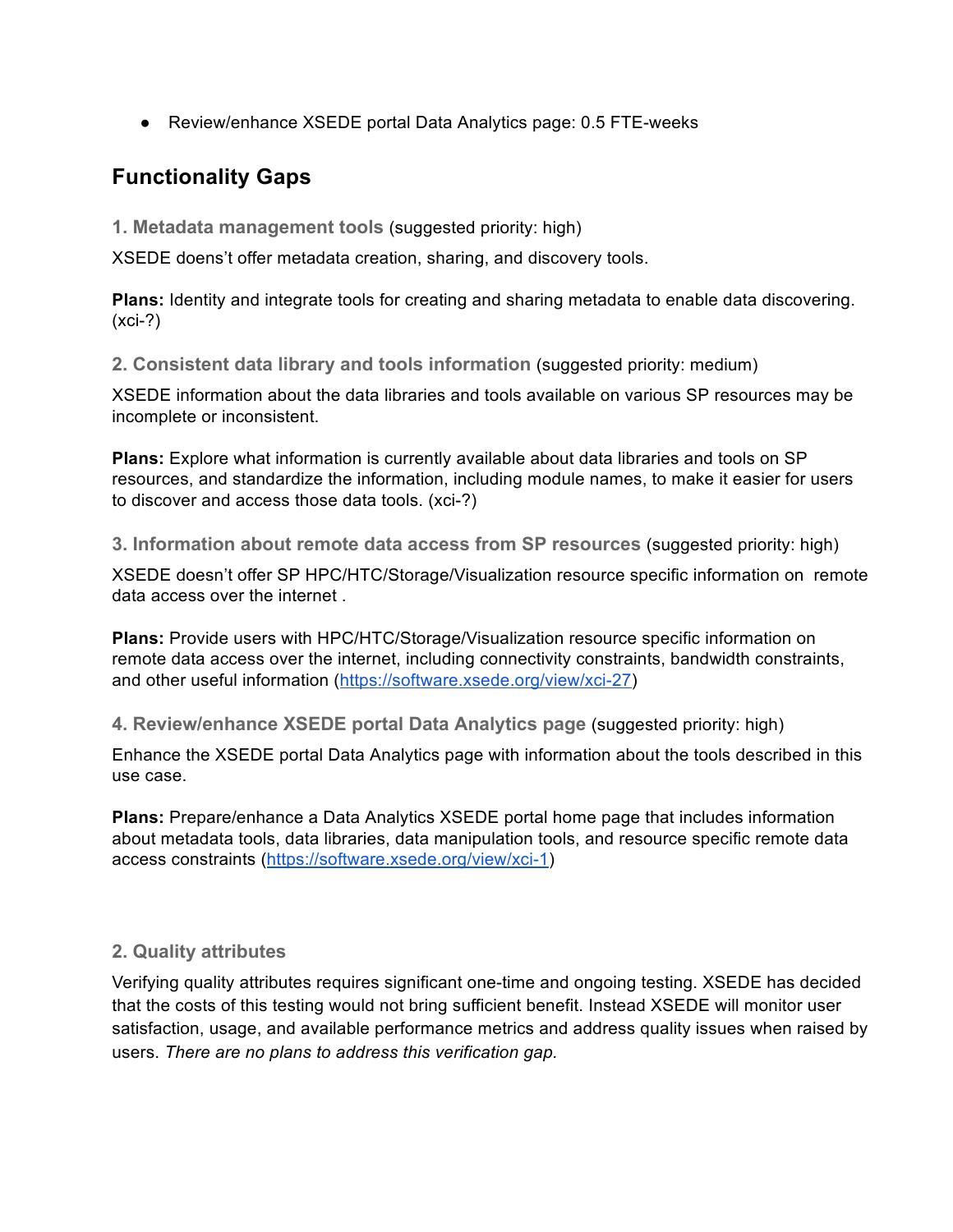- Review/enhance XSEDE portal Data Analytics page: 0.5 FTE-weeks

## Functionality Gaps

### 1. Metadata management tools (suggested priority: high)

XSEDE doens't offer metadata creation, sharing, and discovery tools.

**Plans:** Identity and integrate tools for creating and sharing metadata to enable data discovering. (xci-?)

### 2. Consistent data library and tools information (suggested priority: medium)

XSEDE information about the data libraries and tools available on various SP resources may be incomplete or inconsistent.

**Plans:** Explore what information is currently available about data libraries and tools on SP resources, and standardize the information, including module names, to make it easier for users to discover and access those data tools. (xci-?)

### 3. Information about remote data access from SP resources (suggested priority: high)

XSEDE doesn't offer SP HPC/HTC/Storage/Visualization resource specific information on remote data access over the internet .

**Plans:** Provide users with HPC/HTC/Storage/Visualization resource specific information on remote data access over the internet, including connectivity constraints, bandwidth constraints, and other useful information (https://software.xsede.org/view/xci-27)

### 4. Review/enhance XSEDE portal Data Analytics page (suggested priority: high)

Enhance the XSEDE portal Data Analytics page with information about the tools described in this use case.

**Plans:** Prepare/enhance a Data Analytics XSEDE portal home page that includes information about metadata tools, data libraries, data manipulation tools, and resource specific remote data access constraints (https://software.xsede.org/view/xci-1)

### 2. Quality attributes

Verifying quality attributes requires significant one-time and ongoing testing. XSEDE has decided that the costs of this testing would not bring sufficient benefit. Instead XSEDE will monitor user satisfaction, usage, and available performance metrics and address quality issues when raised by users. *There are no plans to address this verification gap.*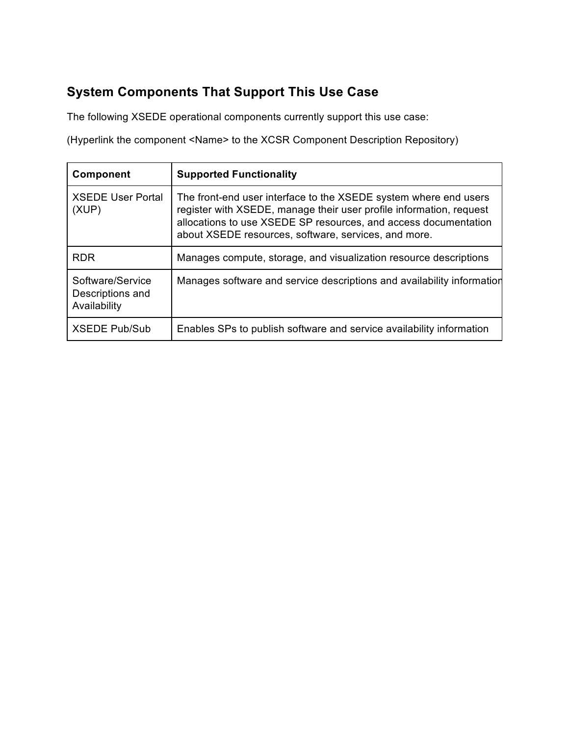## System Components That Support This Use Case

The following XSEDE operational components currently support this use case:

(Hyperlink the component <Name> to the XCSR Component Description Repository)

| Component | Supported Functionality |
|---|---|
| XSEDE User Portal (XUP) | The front-end user interface to the XSEDE system where end users register with XSEDE, manage their user profile information, request allocations to use XSEDE SP resources, and access documentation about XSEDE resources, software, services, and more. |
| RDR | Manages compute, storage, and visualization resource descriptions |
| Software/Service Descriptions and Availability | Manages software and service descriptions and availability information |
| XSEDE Pub/Sub | Enables SPs to publish software and service availability information |